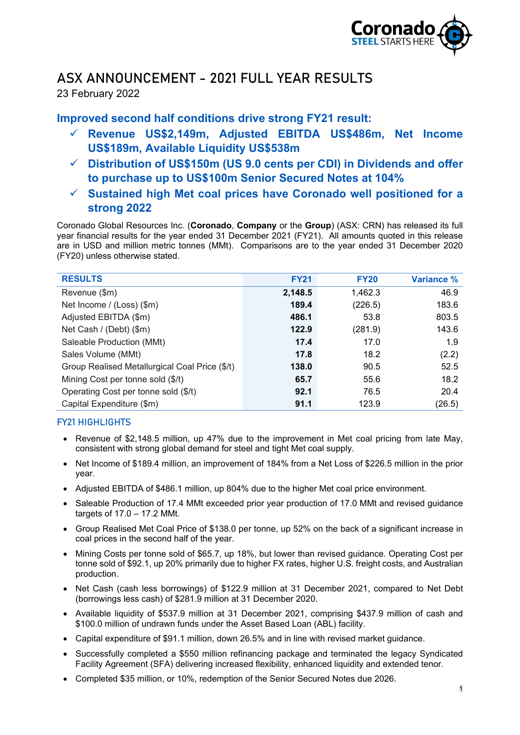# ASX ANNOUNCEMENT - 2021 FULL YEAR RESULTS

23 February 2022

## Improved second half conditions drive strong FY21 result:

- ✓ **Revenue US$2,149m, Adjusted EBITDA US$486m, Net Income US$189m, Available Liquidity US$538m**
- ✓ **Distribution of US$150m (US 9.0 cents per CDI) in Dividends and offer to purchase up to US$100m Senior Secured Notes at 104%**
- ✓ **Sustained high Met coal prices have Coronado well positioned for a strong 2022**

Coronado Global Resources Inc. (**Coronado**, **Company** or the **Group**) (ASX: CRN) has released its full year financial results for the year ended 31 December 2021 (FY21). All amounts quoted in this release are in USD and million metric tonnes (MMt). Comparisons are to the year ended 31 December 2020 (FY20) unless otherwise stated.

| RESULTS | FY21 | FY20 | Variance % |
|---|---|---|---|
| Revenue ($m) | **2,148.5** | 1,462.3 | 46.9 |
| Net Income / (Loss) ($m) | **189.4** | (226.5) | 183.6 |
| Adjusted EBITDA ($m) | **486.1** | 53.8 | 803.5 |
| Net Cash / (Debt) ($m) | **122.9** | (281.9) | 143.6 |
| Saleable Production (MMt) | **17.4** | 17.0 | 1.9 |
| Sales Volume (MMt) | **17.8** | 18.2 | (2.2) |
| Group Realised Metallurgical Coal Price ($/t) | **138.0** | 90.5 | 52.5 |
| Mining Cost per tonne sold ($/t) | **65.7** | 55.6 | 18.2 |
| Operating Cost per tonne sold ($/t) | **92.1** | 76.5 | 20.4 |
| Capital Expenditure ($m) | **91.1** | 123.9 | (26.5) |

### FY21 HIGHLIGHTS

- Revenue of $2,148.5 million, up 47% due to the improvement in Met coal pricing from late May, consistent with strong global demand for steel and tight Met coal supply.
- Net Income of $189.4 million, an improvement of 184% from a Net Loss of $226.5 million in the prior year.
- Adjusted EBITDA of $486.1 million, up 804% due to the higher Met coal price environment.
- Saleable Production of 17.4 MMt exceeded prior year production of 17.0 MMt and revised guidance targets of 17.0 – 17.2 MMt.
- Group Realised Met Coal Price of $138.0 per tonne, up 52% on the back of a significant increase in coal prices in the second half of the year.
- Mining Costs per tonne sold of $65.7, up 18%, but lower than revised guidance. Operating Cost per tonne sold of $92.1, up 20% primarily due to higher FX rates, higher U.S. freight costs, and Australian production.
- Net Cash (cash less borrowings) of $122.9 million at 31 December 2021, compared to Net Debt (borrowings less cash) of $281.9 million at 31 December 2020.
- Available liquidity of $537.9 million at 31 December 2021, comprising $437.9 million of cash and $100.0 million of undrawn funds under the Asset Based Loan (ABL) facility.
- Capital expenditure of $91.1 million, down 26.5% and in line with revised market guidance.
- Successfully completed a $550 million refinancing package and terminated the legacy Syndicated Facility Agreement (SFA) delivering increased flexibility, enhanced liquidity and extended tenor.
- Completed $35 million, or 10%, redemption of the Senior Secured Notes due 2026.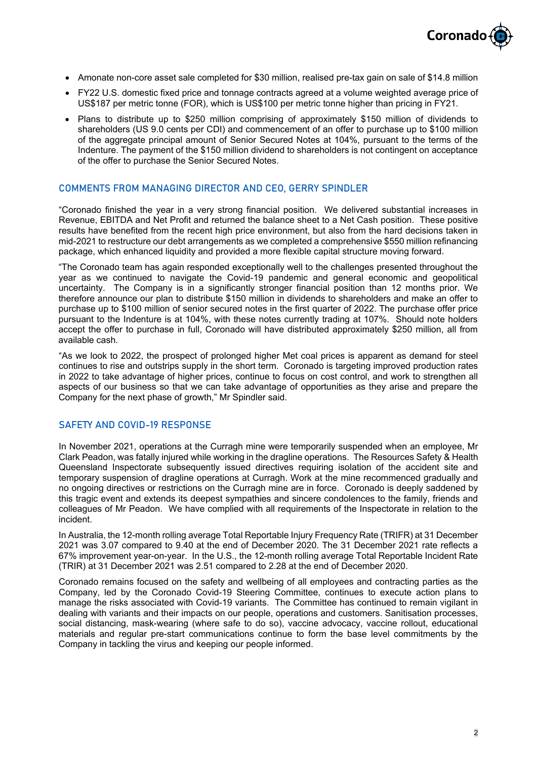- Amonate non-core asset sale completed for $30 million, realised pre-tax gain on sale of $14.8 million
- FY22 U.S. domestic fixed price and tonnage contracts agreed at a volume weighted average price of US$187 per metric tonne (FOR), which is US$100 per metric tonne higher than pricing in FY21.
- Plans to distribute up to $250 million comprising of approximately $150 million of dividends to shareholders (US 9.0 cents per CDI) and commencement of an offer to purchase up to $100 million of the aggregate principal amount of Senior Secured Notes at 104%, pursuant to the terms of the Indenture. The payment of the $150 million dividend to shareholders is not contingent on acceptance of the offer to purchase the Senior Secured Notes.

## COMMENTS FROM MANAGING DIRECTOR AND CEO, GERRY SPINDLER

"Coronado finished the year in a very strong financial position. We delivered substantial increases in Revenue, EBITDA and Net Profit and returned the balance sheet to a Net Cash position. These positive results have benefited from the recent high price environment, but also from the hard decisions taken in mid-2021 to restructure our debt arrangements as we completed a comprehensive $550 million refinancing package, which enhanced liquidity and provided a more flexible capital structure moving forward.

"The Coronado team has again responded exceptionally well to the challenges presented throughout the year as we continued to navigate the Covid-19 pandemic and general economic and geopolitical uncertainty. The Company is in a significantly stronger financial position than 12 months prior. We therefore announce our plan to distribute $150 million in dividends to shareholders and make an offer to purchase up to $100 million of senior secured notes in the first quarter of 2022. The purchase offer price pursuant to the Indenture is at 104%, with these notes currently trading at 107%. Should note holders accept the offer to purchase in full, Coronado will have distributed approximately $250 million, all from available cash.

"As we look to 2022, the prospect of prolonged higher Met coal prices is apparent as demand for steel continues to rise and outstrips supply in the short term. Coronado is targeting improved production rates in 2022 to take advantage of higher prices, continue to focus on cost control, and work to strengthen all aspects of our business so that we can take advantage of opportunities as they arise and prepare the Company for the next phase of growth," Mr Spindler said.

## SAFETY AND COVID-19 RESPONSE

In November 2021, operations at the Curragh mine were temporarily suspended when an employee, Mr Clark Peadon, was fatally injured while working in the dragline operations. The Resources Safety & Health Queensland Inspectorate subsequently issued directives requiring isolation of the accident site and temporary suspension of dragline operations at Curragh. Work at the mine recommenced gradually and no ongoing directives or restrictions on the Curragh mine are in force. Coronado is deeply saddened by this tragic event and extends its deepest sympathies and sincere condolences to the family, friends and colleagues of Mr Peadon. We have complied with all requirements of the Inspectorate in relation to the incident.

In Australia, the 12-month rolling average Total Reportable Injury Frequency Rate (TRIFR) at 31 December 2021 was 3.07 compared to 9.40 at the end of December 2020. The 31 December 2021 rate reflects a 67% improvement year-on-year. In the U.S., the 12-month rolling average Total Reportable Incident Rate (TRIR) at 31 December 2021 was 2.51 compared to 2.28 at the end of December 2020.

Coronado remains focused on the safety and wellbeing of all employees and contracting parties as the Company, led by the Coronado Covid-19 Steering Committee, continues to execute action plans to manage the risks associated with Covid-19 variants. The Committee has continued to remain vigilant in dealing with variants and their impacts on our people, operations and customers. Sanitisation processes, social distancing, mask-wearing (where safe to do so), vaccine advocacy, vaccine rollout, educational materials and regular pre-start communications continue to form the base level commitments by the Company in tackling the virus and keeping our people informed.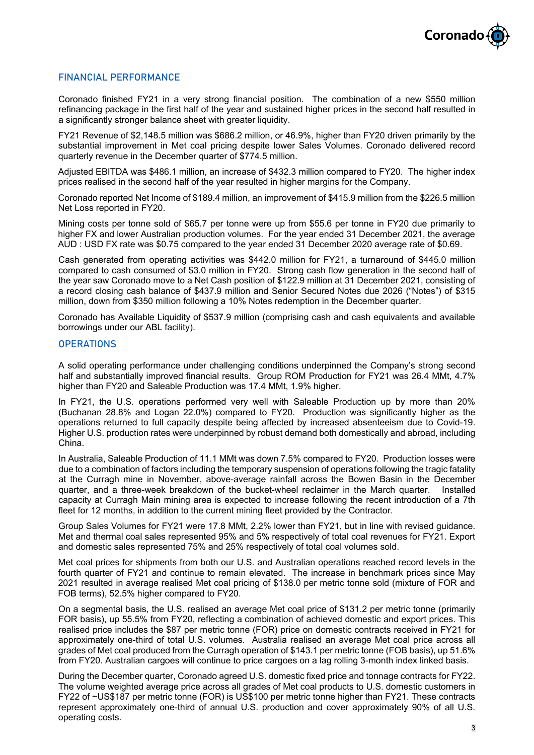## FINANCIAL PERFORMANCE

Coronado finished FY21 in a very strong financial position. The combination of a new $550 million refinancing package in the first half of the year and sustained higher prices in the second half resulted in a significantly stronger balance sheet with greater liquidity.

FY21 Revenue of $2,148.5 million was $686.2 million, or 46.9%, higher than FY20 driven primarily by the substantial improvement in Met coal pricing despite lower Sales Volumes. Coronado delivered record quarterly revenue in the December quarter of $774.5 million.

Adjusted EBITDA was $486.1 million, an increase of $432.3 million compared to FY20. The higher index prices realised in the second half of the year resulted in higher margins for the Company.

Coronado reported Net Income of $189.4 million, an improvement of $415.9 million from the $226.5 million Net Loss reported in FY20.

Mining costs per tonne sold of $65.7 per tonne were up from $55.6 per tonne in FY20 due primarily to higher FX and lower Australian production volumes. For the year ended 31 December 2021, the average AUD : USD FX rate was $0.75 compared to the year ended 31 December 2020 average rate of $0.69.

Cash generated from operating activities was $442.0 million for FY21, a turnaround of $445.0 million compared to cash consumed of $3.0 million in FY20. Strong cash flow generation in the second half of the year saw Coronado move to a Net Cash position of $122.9 million at 31 December 2021, consisting of a record closing cash balance of $437.9 million and Senior Secured Notes due 2026 ("Notes") of $315 million, down from $350 million following a 10% Notes redemption in the December quarter.

Coronado has Available Liquidity of $537.9 million (comprising cash and cash equivalents and available borrowings under our ABL facility).

## OPERATIONS

A solid operating performance under challenging conditions underpinned the Company's strong second half and substantially improved financial results. Group ROM Production for FY21 was 26.4 MMt, 4.7% higher than FY20 and Saleable Production was 17.4 MMt, 1.9% higher.

In FY21, the U.S. operations performed very well with Saleable Production up by more than 20% (Buchanan 28.8% and Logan 22.0%) compared to FY20. Production was significantly higher as the operations returned to full capacity despite being affected by increased absenteeism due to Covid-19. Higher U.S. production rates were underpinned by robust demand both domestically and abroad, including China.

In Australia, Saleable Production of 11.1 MMt was down 7.5% compared to FY20. Production losses were due to a combination of factors including the temporary suspension of operations following the tragic fatality at the Curragh mine in November, above-average rainfall across the Bowen Basin in the December quarter, and a three-week breakdown of the bucket-wheel reclaimer in the March quarter. Installed capacity at Curragh Main mining area is expected to increase following the recent introduction of a 7th fleet for 12 months, in addition to the current mining fleet provided by the Contractor.

Group Sales Volumes for FY21 were 17.8 MMt, 2.2% lower than FY21, but in line with revised guidance. Met and thermal coal sales represented 95% and 5% respectively of total coal revenues for FY21. Export and domestic sales represented 75% and 25% respectively of total coal volumes sold.

Met coal prices for shipments from both our U.S. and Australian operations reached record levels in the fourth quarter of FY21 and continue to remain elevated. The increase in benchmark prices since May 2021 resulted in average realised Met coal pricing of $138.0 per metric tonne sold (mixture of FOR and FOB terms), 52.5% higher compared to FY20.

On a segmental basis, the U.S. realised an average Met coal price of $131.2 per metric tonne (primarily FOR basis), up 55.5% from FY20, reflecting a combination of achieved domestic and export prices. This realised price includes the $87 per metric tonne (FOR) price on domestic contracts received in FY21 for approximately one-third of total U.S. volumes. Australia realised an average Met coal price across all grades of Met coal produced from the Curragh operation of $143.1 per metric tonne (FOB basis), up 51.6% from FY20. Australian cargoes will continue to price cargoes on a lag rolling 3-month index linked basis.

During the December quarter, Coronado agreed U.S. domestic fixed price and tonnage contracts for FY22. The volume weighted average price across all grades of Met coal products to U.S. domestic customers in FY22 of ~US$187 per metric tonne (FOR) is US$100 per metric tonne higher than FY21. These contracts represent approximately one-third of annual U.S. production and cover approximately 90% of all U.S. operating costs.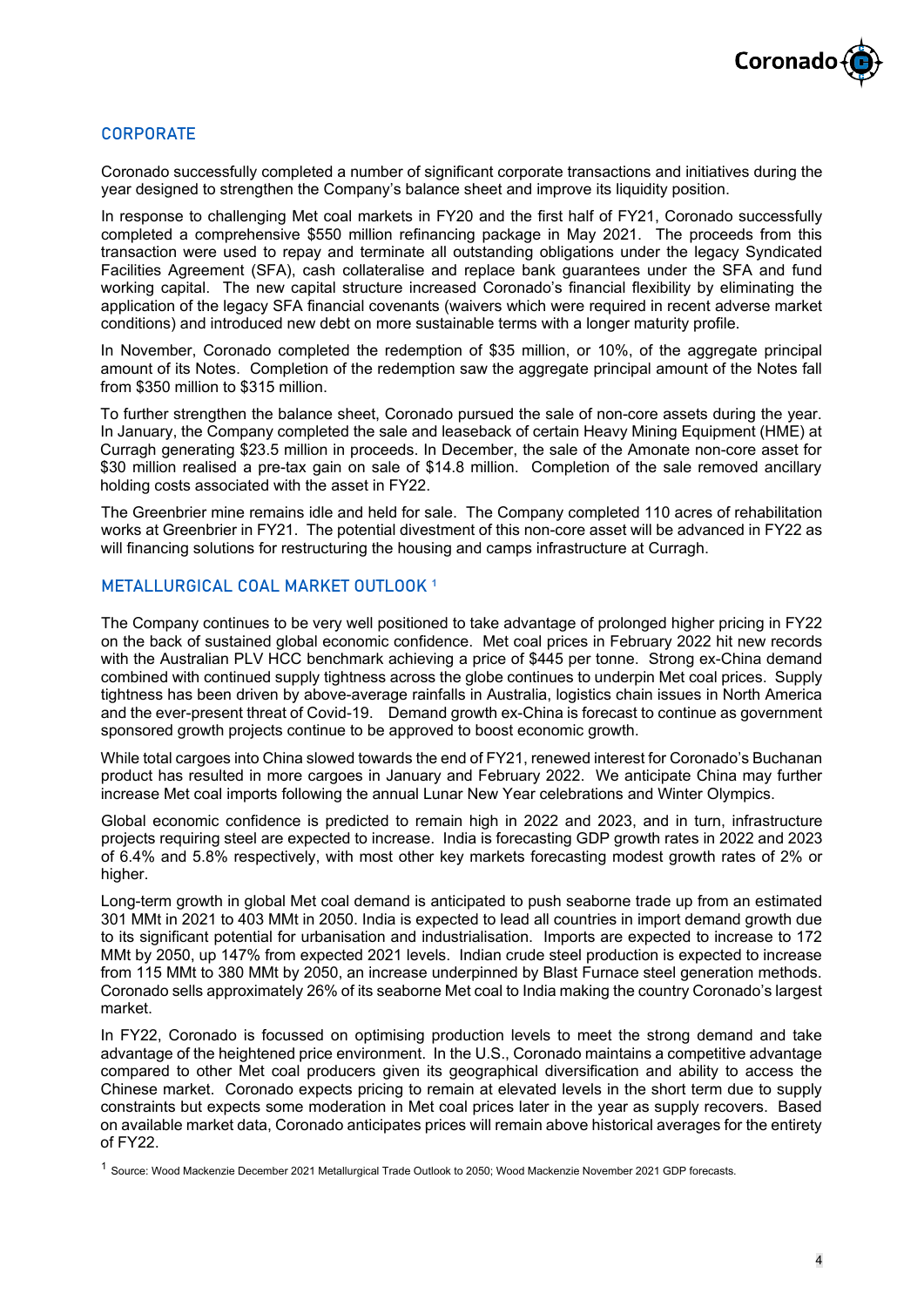## CORPORATE

Coronado successfully completed a number of significant corporate transactions and initiatives during the year designed to strengthen the Company's balance sheet and improve its liquidity position.

In response to challenging Met coal markets in FY20 and the first half of FY21, Coronado successfully completed a comprehensive $550 million refinancing package in May 2021. The proceeds from this transaction were used to repay and terminate all outstanding obligations under the legacy Syndicated Facilities Agreement (SFA), cash collateralise and replace bank guarantees under the SFA and fund working capital. The new capital structure increased Coronado's financial flexibility by eliminating the application of the legacy SFA financial covenants (waivers which were required in recent adverse market conditions) and introduced new debt on more sustainable terms with a longer maturity profile.

In November, Coronado completed the redemption of $35 million, or 10%, of the aggregate principal amount of its Notes. Completion of the redemption saw the aggregate principal amount of the Notes fall from $350 million to $315 million.

To further strengthen the balance sheet, Coronado pursued the sale of non-core assets during the year. In January, the Company completed the sale and leaseback of certain Heavy Mining Equipment (HME) at Curragh generating $23.5 million in proceeds. In December, the sale of the Amonate non-core asset for $30 million realised a pre-tax gain on sale of $14.8 million. Completion of the sale removed ancillary holding costs associated with the asset in FY22.

The Greenbrier mine remains idle and held for sale. The Company completed 110 acres of rehabilitation works at Greenbrier in FY21. The potential divestment of this non-core asset will be advanced in FY22 as will financing solutions for restructuring the housing and camps infrastructure at Curragh.

## METALLURGICAL COAL MARKET OUTLOOK [1]

The Company continues to be very well positioned to take advantage of prolonged higher pricing in FY22 on the back of sustained global economic confidence. Met coal prices in February 2022 hit new records with the Australian PLV HCC benchmark achieving a price of $445 per tonne. Strong ex-China demand combined with continued supply tightness across the globe continues to underpin Met coal prices. Supply tightness has been driven by above-average rainfalls in Australia, logistics chain issues in North America and the ever-present threat of Covid-19. Demand growth ex-China is forecast to continue as government sponsored growth projects continue to be approved to boost economic growth.

While total cargoes into China slowed towards the end of FY21, renewed interest for Coronado's Buchanan product has resulted in more cargoes in January and February 2022. We anticipate China may further increase Met coal imports following the annual Lunar New Year celebrations and Winter Olympics.

Global economic confidence is predicted to remain high in 2022 and 2023, and in turn, infrastructure projects requiring steel are expected to increase. India is forecasting GDP growth rates in 2022 and 2023 of 6.4% and 5.8% respectively, with most other key markets forecasting modest growth rates of 2% or higher.

Long-term growth in global Met coal demand is anticipated to push seaborne trade up from an estimated 301 MMt in 2021 to 403 MMt in 2050. India is expected to lead all countries in import demand growth due to its significant potential for urbanisation and industrialisation. Imports are expected to increase to 172 MMt by 2050, up 147% from expected 2021 levels. Indian crude steel production is expected to increase from 115 MMt to 380 MMt by 2050, an increase underpinned by Blast Furnace steel generation methods. Coronado sells approximately 26% of its seaborne Met coal to India making the country Coronado's largest market.

In FY22, Coronado is focussed on optimising production levels to meet the strong demand and take advantage of the heightened price environment. In the U.S., Coronado maintains a competitive advantage compared to other Met coal producers given its geographical diversification and ability to access the Chinese market. Coronado expects pricing to remain at elevated levels in the short term due to supply constraints but expects some moderation in Met coal prices later in the year as supply recovers. Based on available market data, Coronado anticipates prices will remain above historical averages for the entirety of FY22.

[1] Source: Wood Mackenzie December 2021 Metallurgical Trade Outlook to 2050; Wood Mackenzie November 2021 GDP forecasts.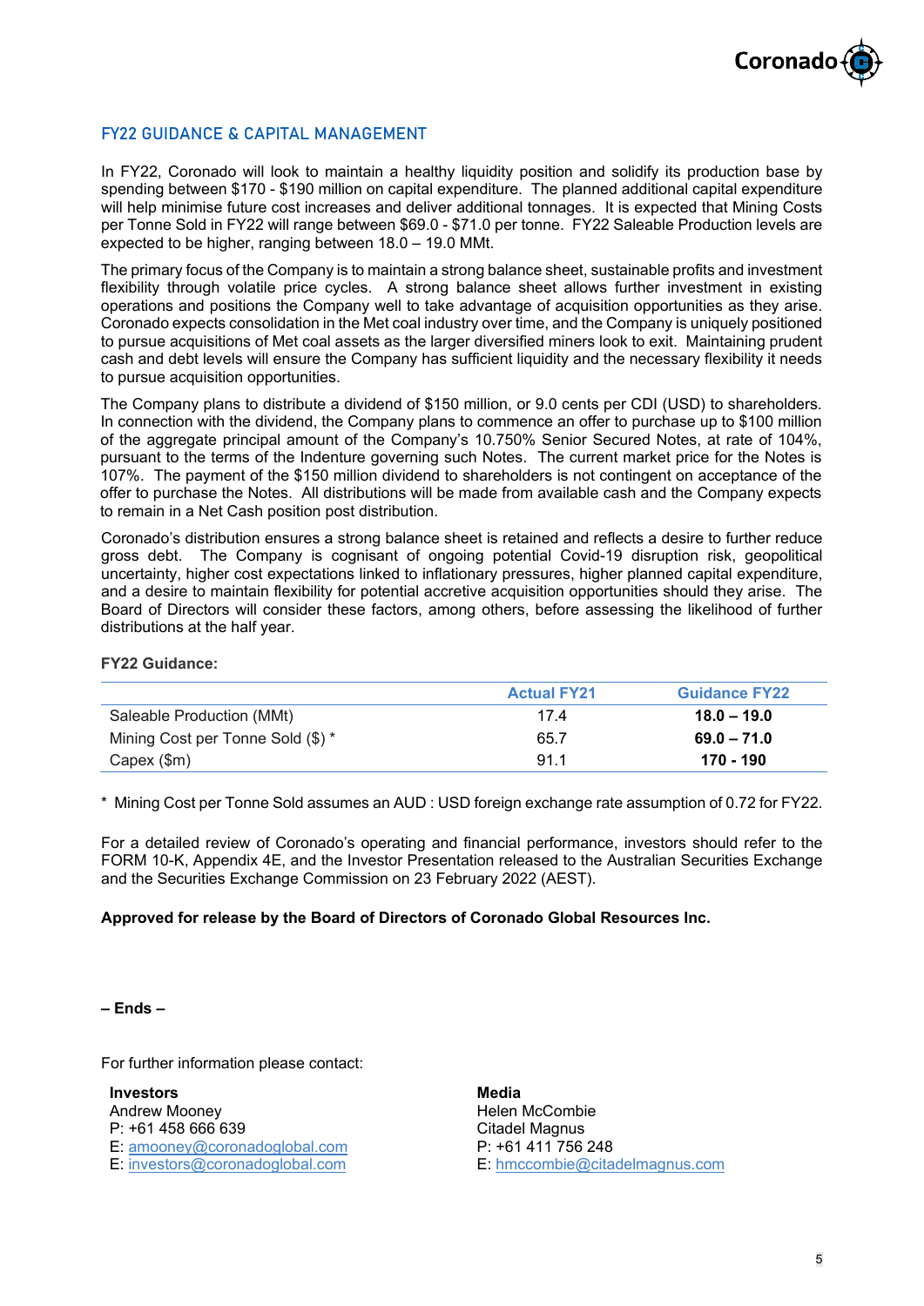## FY22 GUIDANCE & CAPITAL MANAGEMENT

In FY22, Coronado will look to maintain a healthy liquidity position and solidify its production base by spending between $170 - $190 million on capital expenditure. The planned additional capital expenditure will help minimise future cost increases and deliver additional tonnages. It is expected that Mining Costs per Tonne Sold in FY22 will range between $69.0 - $71.0 per tonne. FY22 Saleable Production levels are expected to be higher, ranging between 18.0 – 19.0 MMt.

The primary focus of the Company is to maintain a strong balance sheet, sustainable profits and investment flexibility through volatile price cycles. A strong balance sheet allows further investment in existing operations and positions the Company well to take advantage of acquisition opportunities as they arise. Coronado expects consolidation in the Met coal industry over time, and the Company is uniquely positioned to pursue acquisitions of Met coal assets as the larger diversified miners look to exit. Maintaining prudent cash and debt levels will ensure the Company has sufficient liquidity and the necessary flexibility it needs to pursue acquisition opportunities.

The Company plans to distribute a dividend of $150 million, or 9.0 cents per CDI (USD) to shareholders. In connection with the dividend, the Company plans to commence an offer to purchase up to $100 million of the aggregate principal amount of the Company's 10.750% Senior Secured Notes, at rate of 104%, pursuant to the terms of the Indenture governing such Notes. The current market price for the Notes is 107%. The payment of the $150 million dividend to shareholders is not contingent on acceptance of the offer to purchase the Notes. All distributions will be made from available cash and the Company expects to remain in a Net Cash position post distribution.

Coronado's distribution ensures a strong balance sheet is retained and reflects a desire to further reduce gross debt. The Company is cognisant of ongoing potential Covid-19 disruption risk, geopolitical uncertainty, higher cost expectations linked to inflationary pressures, higher planned capital expenditure, and a desire to maintain flexibility for potential accretive acquisition opportunities should they arise. The Board of Directors will consider these factors, among others, before assessing the likelihood of further distributions at the half year.

**FY22 Guidance:**

| | Actual FY21 | Guidance FY22 |
|---|---|---|
| Saleable Production (MMt) | 17.4 | **18.0 – 19.0** |
| Mining Cost per Tonne Sold ($) * | 65.7 | **69.0 – 71.0** |
| Capex ($m) | 91.1 | **170 - 190** |

\* Mining Cost per Tonne Sold assumes an AUD : USD foreign exchange rate assumption of 0.72 for FY22.

For a detailed review of Coronado's operating and financial performance, investors should refer to the FORM 10-K, Appendix 4E, and the Investor Presentation released to the Australian Securities Exchange and the Securities Exchange Commission on 23 February 2022 (AEST).

**Approved for release by the Board of Directors of Coronado Global Resources Inc.**

**– Ends –**

For further information please contact:

**Investors**
Andrew Mooney
P: +61 458 666 639
E: amooney@coronadoglobal.com
E: investors@coronadoglobal.com

**Media**
Helen McCombie
Citadel Magnus
P: +61 411 756 248
E: hmccombie@citadelmagnus.com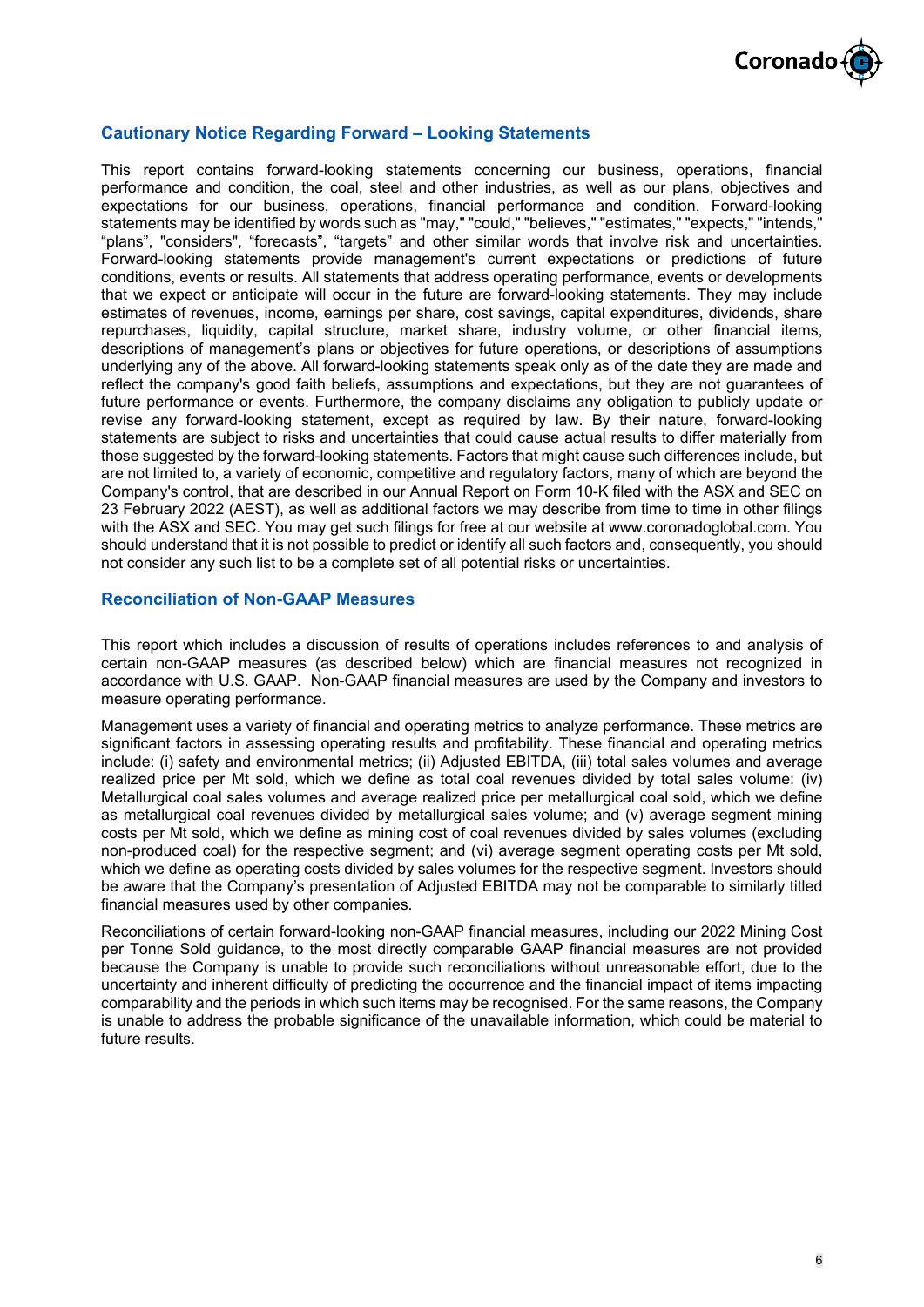## Cautionary Notice Regarding Forward – Looking Statements

This report contains forward-looking statements concerning our business, operations, financial performance and condition, the coal, steel and other industries, as well as our plans, objectives and expectations for our business, operations, financial performance and condition. Forward-looking statements may be identified by words such as "may," "could," "believes," "estimates," "expects," "intends," “plans”, "considers", “forecasts”, “targets” and other similar words that involve risk and uncertainties. Forward-looking statements provide management's current expectations or predictions of future conditions, events or results. All statements that address operating performance, events or developments that we expect or anticipate will occur in the future are forward-looking statements. They may include estimates of revenues, income, earnings per share, cost savings, capital expenditures, dividends, share repurchases, liquidity, capital structure, market share, industry volume, or other financial items, descriptions of management’s plans or objectives for future operations, or descriptions of assumptions underlying any of the above. All forward-looking statements speak only as of the date they are made and reflect the company's good faith beliefs, assumptions and expectations, but they are not guarantees of future performance or events. Furthermore, the company disclaims any obligation to publicly update or revise any forward-looking statement, except as required by law. By their nature, forward-looking statements are subject to risks and uncertainties that could cause actual results to differ materially from those suggested by the forward-looking statements. Factors that might cause such differences include, but are not limited to, a variety of economic, competitive and regulatory factors, many of which are beyond the Company's control, that are described in our Annual Report on Form 10-K filed with the ASX and SEC on 23 February 2022 (AEST), as well as additional factors we may describe from time to time in other filings with the ASX and SEC. You may get such filings for free at our website at www.coronadoglobal.com. You should understand that it is not possible to predict or identify all such factors and, consequently, you should not consider any such list to be a complete set of all potential risks or uncertainties.

## Reconciliation of Non-GAAP Measures

This report which includes a discussion of results of operations includes references to and analysis of certain non-GAAP measures (as described below) which are financial measures not recognized in accordance with U.S. GAAP. Non-GAAP financial measures are used by the Company and investors to measure operating performance.

Management uses a variety of financial and operating metrics to analyze performance. These metrics are significant factors in assessing operating results and profitability. These financial and operating metrics include: (i) safety and environmental metrics; (ii) Adjusted EBITDA, (iii) total sales volumes and average realized price per Mt sold, which we define as total coal revenues divided by total sales volume: (iv) Metallurgical coal sales volumes and average realized price per metallurgical coal sold, which we define as metallurgical coal revenues divided by metallurgical sales volume; and (v) average segment mining costs per Mt sold, which we define as mining cost of coal revenues divided by sales volumes (excluding non-produced coal) for the respective segment; and (vi) average segment operating costs per Mt sold, which we define as operating costs divided by sales volumes for the respective segment. Investors should be aware that the Company’s presentation of Adjusted EBITDA may not be comparable to similarly titled financial measures used by other companies.

Reconciliations of certain forward-looking non-GAAP financial measures, including our 2022 Mining Cost per Tonne Sold guidance, to the most directly comparable GAAP financial measures are not provided because the Company is unable to provide such reconciliations without unreasonable effort, due to the uncertainty and inherent difficulty of predicting the occurrence and the financial impact of items impacting comparability and the periods in which such items may be recognised. For the same reasons, the Company is unable to address the probable significance of the unavailable information, which could be material to future results.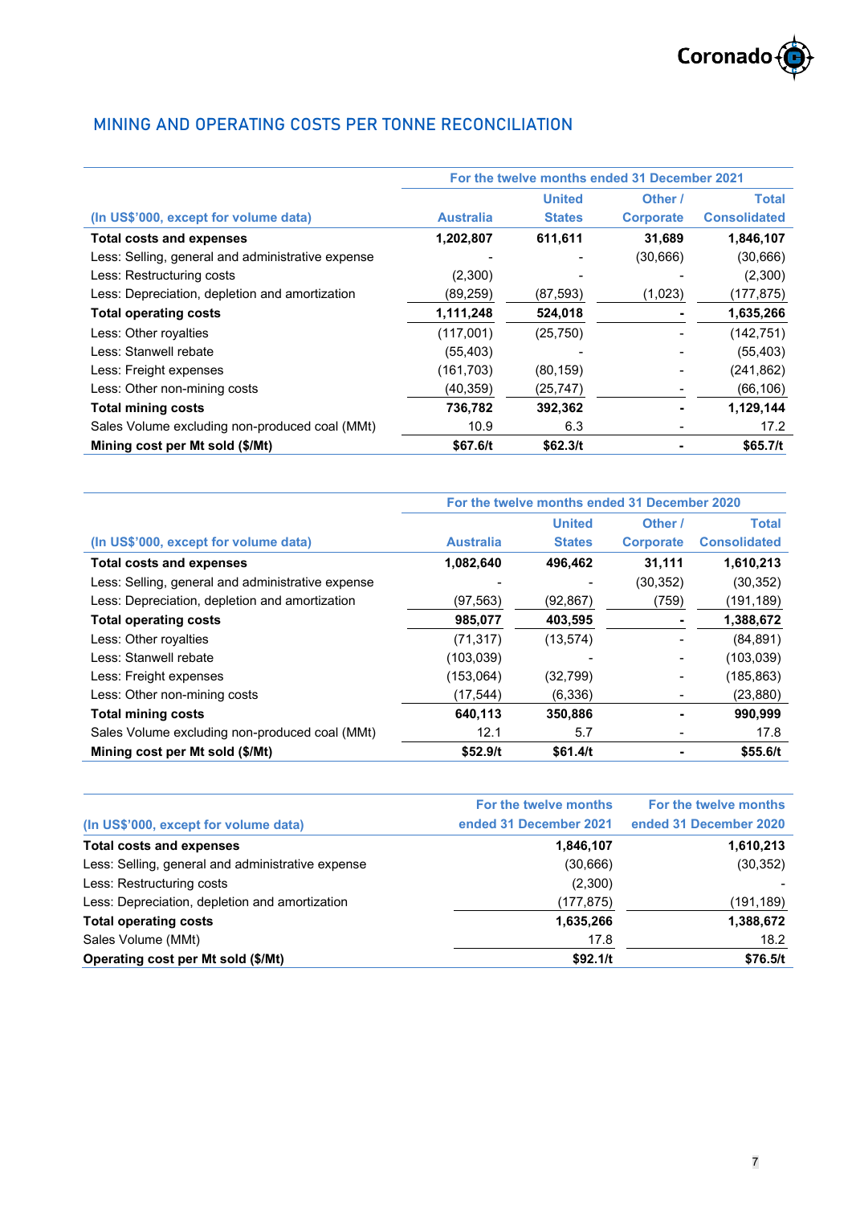## MINING AND OPERATING COSTS PER TONNE RECONCILIATION

| (In US$'000, except for volume data) | For the twelve months ended 31 December 2021 | | | |
|---|---|---|---|---|
| | Australia | United States | Other / Corporate | Total Consolidated |
| **Total costs and expenses** | **1,202,807** | **611,611** | **31,689** | **1,846,107** |
| Less: Selling, general and administrative expense | - | - | (30,666) | (30,666) |
| Less: Restructuring costs | (2,300) | - | - | (2,300) |
| Less: Depreciation, depletion and amortization | (89,259) | (87,593) | (1,023) | (177,875) |
| **Total operating costs** | **1,111,248** | **524,018** | **-** | **1,635,266** |
| Less: Other royalties | (117,001) | (25,750) | - | (142,751) |
| Less: Stanwell rebate | (55,403) | - | - | (55,403) |
| Less: Freight expenses | (161,703) | (80,159) | - | (241,862) |
| Less: Other non-mining costs | (40,359) | (25,747) | - | (66,106) |
| **Total mining costs** | **736,782** | **392,362** | **-** | **1,129,144** |
| Sales Volume excluding non-produced coal (MMt) | 10.9 | 6.3 | - | 17.2 |
| **Mining cost per Mt sold ($/Mt)** | **$67.6/t** | **$62.3/t** | **-** | **$65.7/t** |

| (In US$'000, except for volume data) | For the twelve months ended 31 December 2020 | | | |
|---|---|---|---|---|
| | Australia | United States | Other / Corporate | Total Consolidated |
| **Total costs and expenses** | **1,082,640** | **496,462** | **31,111** | **1,610,213** |
| Less: Selling, general and administrative expense | - | - | (30,352) | (30,352) |
| Less: Depreciation, depletion and amortization | (97,563) | (92,867) | (759) | (191,189) |
| **Total operating costs** | **985,077** | **403,595** | **-** | **1,388,672** |
| Less: Other royalties | (71,317) | (13,574) | - | (84,891) |
| Less: Stanwell rebate | (103,039) | - | - | (103,039) |
| Less: Freight expenses | (153,064) | (32,799) | - | (185,863) |
| Less: Other non-mining costs | (17,544) | (6,336) | - | (23,880) |
| **Total mining costs** | **640,113** | **350,886** | **-** | **990,999** |
| Sales Volume excluding non-produced coal (MMt) | 12.1 | 5.7 | - | 17.8 |
| **Mining cost per Mt sold ($/Mt)** | **$52.9/t** | **$61.4/t** | **-** | **$55.6/t** |

| (In US$'000, except for volume data) | For the twelve months ended 31 December 2021 | For the twelve months ended 31 December 2020 |
|---|---|---|
| **Total costs and expenses** | **1,846,107** | **1,610,213** |
| Less: Selling, general and administrative expense | (30,666) | (30,352) |
| Less: Restructuring costs | (2,300) | - |
| Less: Depreciation, depletion and amortization | (177,875) | (191,189) |
| **Total operating costs** | **1,635,266** | **1,388,672** |
| Sales Volume (MMt) | 17.8 | 18.2 |
| **Operating cost per Mt sold ($/Mt)** | **$92.1/t** | **$76.5/t** |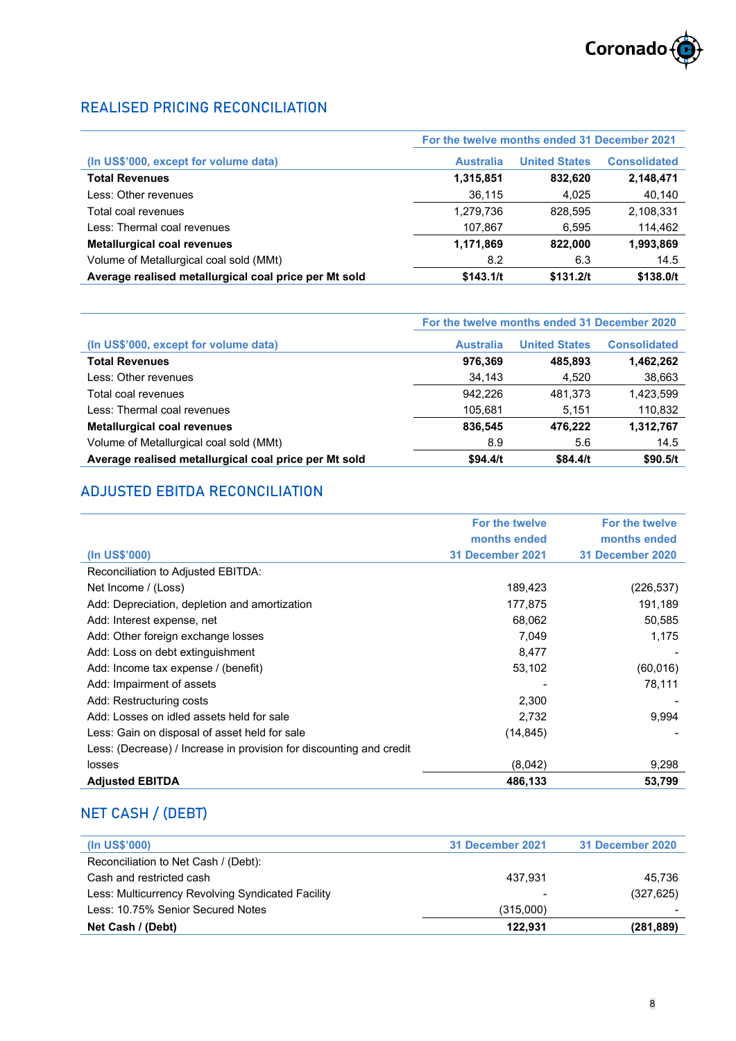## REALISED PRICING RECONCILIATION

| (In US$'000, except for volume data) | For the twelve months ended 31 December 2021 | | |
|---|---|---|---|
| | Australia | United States | Consolidated |
| **Total Revenues** | **1,315,851** | **832,620** | **2,148,471** |
| Less: Other revenues | 36,115 | 4,025 | 40,140 |
| Total coal revenues | 1,279,736 | 828,595 | 2,108,331 |
| Less: Thermal coal revenues | 107,867 | 6,595 | 114,462 |
| **Metallurgical coal revenues** | **1,171,869** | **822,000** | **1,993,869** |
| Volume of Metallurgical coal sold (MMt) | 8.2 | 6.3 | 14.5 |
| **Average realised metallurgical coal price per Mt sold** | **$143.1/t** | **$131.2/t** | **$138.0/t** |

| (In US$'000, except for volume data) | For the twelve months ended 31 December 2020 | | |
|---|---|---|---|
| | Australia | United States | Consolidated |
| **Total Revenues** | **976,369** | **485,893** | **1,462,262** |
| Less: Other revenues | 34,143 | 4,520 | 38,663 |
| Total coal revenues | 942,226 | 481,373 | 1,423,599 |
| Less: Thermal coal revenues | 105,681 | 5,151 | 110,832 |
| **Metallurgical coal revenues** | **836,545** | **476,222** | **1,312,767** |
| Volume of Metallurgical coal sold (MMt) | 8.9 | 5.6 | 14.5 |
| **Average realised metallurgical coal price per Mt sold** | **$94.4/t** | **$84.4/t** | **$90.5/t** |

## ADJUSTED EBITDA RECONCILIATION

| (In US$'000) | For the twelve months ended 31 December 2021 | For the twelve months ended 31 December 2020 |
|---|---|---|
| Reconciliation to Adjusted EBITDA: | | |
| Net Income / (Loss) | 189,423 | (226,537) |
| Add: Depreciation, depletion and amortization | 177,875 | 191,189 |
| Add: Interest expense, net | 68,062 | 50,585 |
| Add: Other foreign exchange losses | 7,049 | 1,175 |
| Add: Loss on debt extinguishment | 8,477 | - |
| Add: Income tax expense / (benefit) | 53,102 | (60,016) |
| Add: Impairment of assets | - | 78,111 |
| Add: Restructuring costs | 2,300 | - |
| Add: Losses on idled assets held for sale | 2,732 | 9,994 |
| Less: Gain on disposal of asset held for sale | (14,845) | - |
| Less: (Decrease) / Increase in provision for discounting and credit losses | (8,042) | 9,298 |
| **Adjusted EBITDA** | **486,133** | **53,799** |

## NET CASH / (DEBT)

| (In US$'000) | 31 December 2021 | 31 December 2020 |
|---|---|---|
| Reconciliation to Net Cash / (Debt): | | |
| Cash and restricted cash | 437,931 | 45,736 |
| Less: Multicurrency Revolving Syndicated Facility | - | (327,625) |
| Less: 10.75% Senior Secured Notes | (315,000) | - |
| **Net Cash / (Debt)** | **122,931** | **(281,889)** |